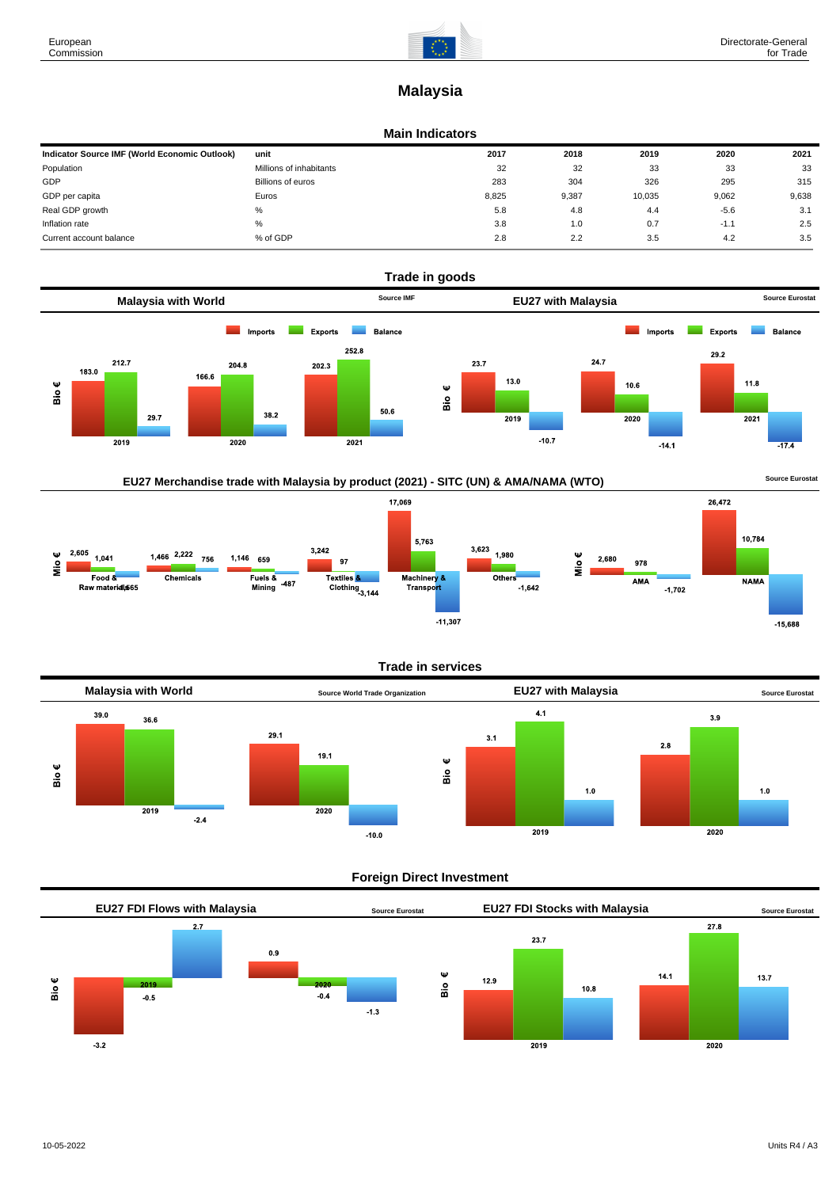# Malaysia

## Main Indicators

| Indicator Source IMF (World Economic Outlook) | unit | 2017 | 2018 | 2019 | 2020 | 2021 |
|---|---|---|---|---|---|---|
| Population | Millions of inhabitants | 32 | 32 | 33 | 33 | 33 |
| GDP | Billions of euros | 283 | 304 | 326 | 295 | 315 |
| GDP per capita | Euros | 8,825 | 9,387 | 10,035 | 9,062 | 9,638 |
| Real GDP growth | % | 5.8 | 4.8 | 4.4 | -5.6 | 3.1 |
| Inflation rate | % | 3.8 | 1.0 | 0.7 | -1.1 | 2.5 |
| Current account balance | % of GDP | 2.8 | 2.2 | 3.5 | 4.2 | 3.5 |

## Trade in goods

### Malaysia with World

Source IMF

Bio €

| | Imports | Exports | Balance |
|---|---|---|---|
| 2019 | 183.0 | 212.7 | 29.7 |
| 2020 | 166.6 | 204.8 | 38.2 |
| 2021 | 202.3 | 252.8 | 50.6 |

### EU27 with Malaysia

Source Eurostat

Bio €

| | Imports | Exports | Balance |
|---|---|---|---|
| 2019 | 23.7 | 13.0 | -10.7 |
| 2020 | 24.7 | 10.6 | -14.1 |
| 2021 | 29.2 | 11.8 | -17.4 |

### EU27 Merchandise trade with Malaysia by product (2021) - SITC (UN) & AMA/NAMA (WTO)

Source Eurostat

Mio €

| | Imports | Exports | Balance |
|---|---|---|---|
| Food & Raw materials | 2,605 | 1,041 | -1,565 |
| Chemicals | 1,466 | 2,222 | 756 |
| Fuels & Mining | 1,146 | 659 | -487 |
| Textiles & Clothing | 3,242 | 97 | -3,144 |
| Machinery & Transport | 17,069 | 5,763 | -11,307 |
| Others | 3,623 | 1,980 | -1,642 |
| AMA | 2,680 | 978 | -1,702 |
| NAMA | 26,472 | 10,784 | -15,688 |

## Trade in services

### Malaysia with World

Source World Trade Organization

Bio €

| | Imports | Exports | Balance |
|---|---|---|---|
| 2019 | 39.0 | 36.6 | -2.4 |
| 2020 | 29.1 | 19.1 | -10.0 |

### EU27 with Malaysia

Source Eurostat

Bio €

| | Imports | Exports | Balance |
|---|---|---|---|
| 2019 | 3.1 | 4.1 | 1.0 |
| 2020 | 2.8 | 3.9 | 1.0 |

## Foreign Direct Investment

### EU27 FDI Flows with Malaysia

Source Eurostat

Bio €

| | Inward | Outward | Balance |
|---|---|---|---|
| 2019 | -3.2 | -0.5 | 2.7 |
| 2020 | 0.9 | -0.4 | -1.3 |

### EU27 FDI Stocks with Malaysia

Source Eurostat

Bio €

| | Inward | Outward | Balance |
|---|---|---|---|
| 2019 | 12.9 | 23.7 | 10.8 |
| 2020 | 14.1 | 27.8 | 13.7 |

10-05-2022

Units R4 / A3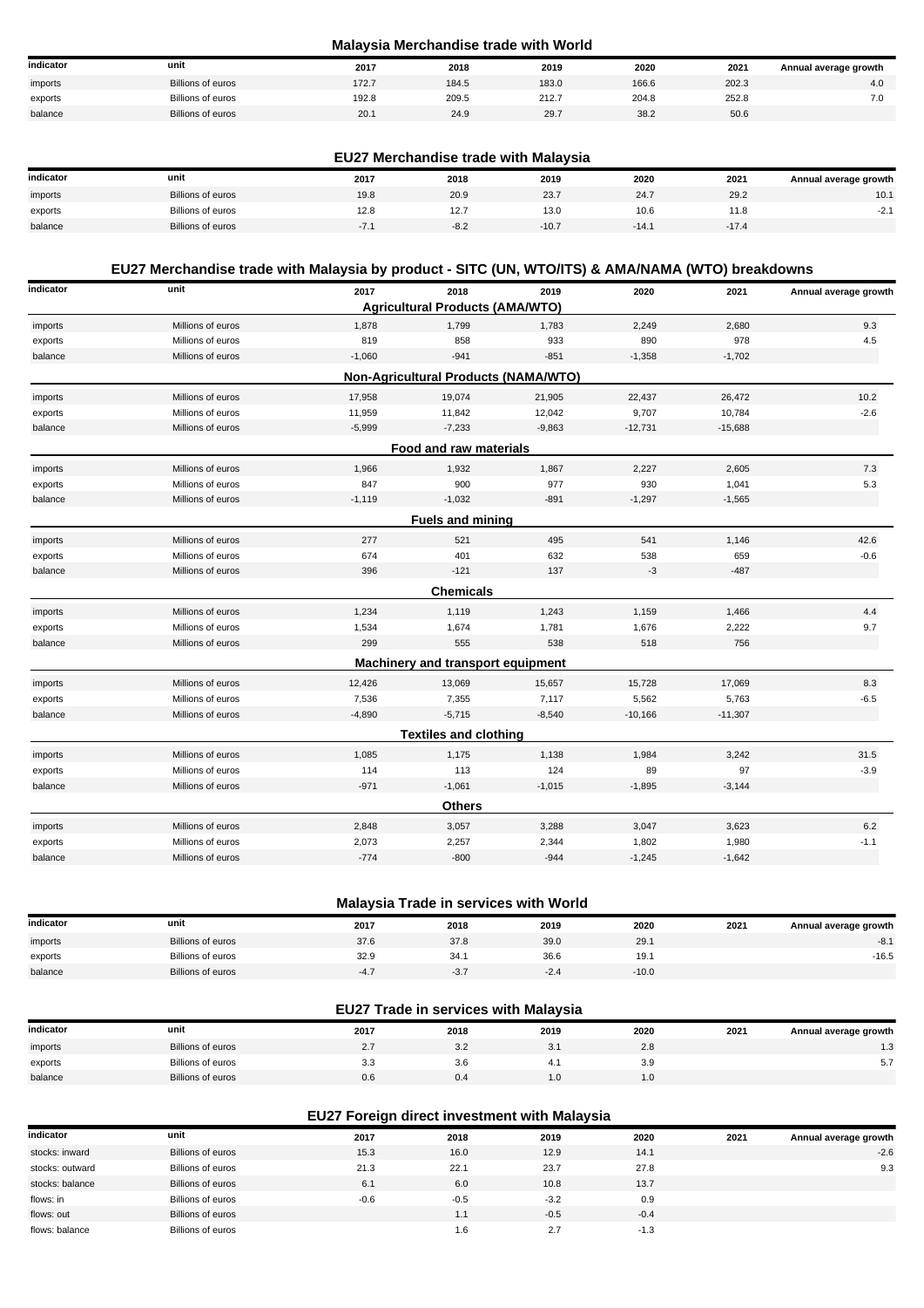## Malaysia Merchandise trade with World

| indicator | unit | 2017 | 2018 | 2019 | 2020 | 2021 | Annual average growth |
|---|---|---|---|---|---|---|---|
| imports | Billions of euros | 172.7 | 184.5 | 183.0 | 166.6 | 202.3 | 4.0 |
| exports | Billions of euros | 192.8 | 209.5 | 212.7 | 204.8 | 252.8 | 7.0 |
| balance | Billions of euros | 20.1 | 24.9 | 29.7 | 38.2 | 50.6 | |

## EU27 Merchandise trade with Malaysia

| indicator | unit | 2017 | 2018 | 2019 | 2020 | 2021 | Annual average growth |
|---|---|---|---|---|---|---|---|
| imports | Billions of euros | 19.8 | 20.9 | 23.7 | 24.7 | 29.2 | 10.1 |
| exports | Billions of euros | 12.8 | 12.7 | 13.0 | 10.6 | 11.8 | -2.1 |
| balance | Billions of euros | -7.1 | -8.2 | -10.7 | -14.1 | -17.4 | |

## EU27 Merchandise trade with Malaysia by product - SITC (UN, WTO/ITS) & AMA/NAMA (WTO) breakdowns

| indicator | unit | 2017 | 2018 | 2019 | 2020 | 2021 | Annual average growth |
|---|---|---|---|---|---|---|---|
| | | | **Agricultural Products (AMA/WTO)** | | | | |
| imports | Millions of euros | 1,878 | 1,799 | 1,783 | 2,249 | 2,680 | 9.3 |
| exports | Millions of euros | 819 | 858 | 933 | 890 | 978 | 4.5 |
| balance | Millions of euros | -1,060 | -941 | -851 | -1,358 | -1,702 | |
| | | | **Non-Agricultural Products (NAMA/WTO)** | | | | |
| imports | Millions of euros | 17,958 | 19,074 | 21,905 | 22,437 | 26,472 | 10.2 |
| exports | Millions of euros | 11,959 | 11,842 | 12,042 | 9,707 | 10,784 | -2.6 |
| balance | Millions of euros | -5,999 | -7,233 | -9,863 | -12,731 | -15,688 | |
| | | | **Food and raw materials** | | | | |
| imports | Millions of euros | 1,966 | 1,932 | 1,867 | 2,227 | 2,605 | 7.3 |
| exports | Millions of euros | 847 | 900 | 977 | 930 | 1,041 | 5.3 |
| balance | Millions of euros | -1,119 | -1,032 | -891 | -1,297 | -1,565 | |
| | | | **Fuels and mining** | | | | |
| imports | Millions of euros | 277 | 521 | 495 | 541 | 1,146 | 42.6 |
| exports | Millions of euros | 674 | 401 | 632 | 538 | 659 | -0.6 |
| balance | Millions of euros | 396 | -121 | 137 | -3 | -487 | |
| | | | **Chemicals** | | | | |
| imports | Millions of euros | 1,234 | 1,119 | 1,243 | 1,159 | 1,466 | 4.4 |
| exports | Millions of euros | 1,534 | 1,674 | 1,781 | 1,676 | 2,222 | 9.7 |
| balance | Millions of euros | 299 | 555 | 538 | 518 | 756 | |
| | | | **Machinery and transport equipment** | | | | |
| imports | Millions of euros | 12,426 | 13,069 | 15,657 | 15,728 | 17,069 | 8.3 |
| exports | Millions of euros | 7,536 | 7,355 | 7,117 | 5,562 | 5,763 | -6.5 |
| balance | Millions of euros | -4,890 | -5,715 | -8,540 | -10,166 | -11,307 | |
| | | | **Textiles and clothing** | | | | |
| imports | Millions of euros | 1,085 | 1,175 | 1,138 | 1,984 | 3,242 | 31.5 |
| exports | Millions of euros | 114 | 113 | 124 | 89 | 97 | -3.9 |
| balance | Millions of euros | -971 | -1,061 | -1,015 | -1,895 | -3,144 | |
| | | | **Others** | | | | |
| imports | Millions of euros | 2,848 | 3,057 | 3,288 | 3,047 | 3,623 | 6.2 |
| exports | Millions of euros | 2,073 | 2,257 | 2,344 | 1,802 | 1,980 | -1.1 |
| balance | Millions of euros | -774 | -800 | -944 | -1,245 | -1,642 | |

## Malaysia Trade in services with World

| indicator | unit | 2017 | 2018 | 2019 | 2020 | 2021 | Annual average growth |
|---|---|---|---|---|---|---|---|
| imports | Billions of euros | 37.6 | 37.8 | 39.0 | 29.1 | | -8.1 |
| exports | Billions of euros | 32.9 | 34.1 | 36.6 | 19.1 | | -16.5 |
| balance | Billions of euros | -4.7 | -3.7 | -2.4 | -10.0 | | |

## EU27 Trade in services with Malaysia

| indicator | unit | 2017 | 2018 | 2019 | 2020 | 2021 | Annual average growth |
|---|---|---|---|---|---|---|---|
| imports | Billions of euros | 2.7 | 3.2 | 3.1 | 2.8 | | 1.3 |
| exports | Billions of euros | 3.3 | 3.6 | 4.1 | 3.9 | | 5.7 |
| balance | Billions of euros | 0.6 | 0.4 | 1.0 | 1.0 | | |

## EU27 Foreign direct investment with Malaysia

| indicator | unit | 2017 | 2018 | 2019 | 2020 | 2021 | Annual average growth |
|---|---|---|---|---|---|---|---|
| stocks: inward | Billions of euros | 15.3 | 16.0 | 12.9 | 14.1 | | -2.6 |
| stocks: outward | Billions of euros | 21.3 | 22.1 | 23.7 | 27.8 | | 9.3 |
| stocks: balance | Billions of euros | 6.1 | 6.0 | 10.8 | 13.7 | | |
| flows: in | Billions of euros | -0.6 | -0.5 | -3.2 | 0.9 | | |
| flows: out | Billions of euros | | 1.1 | -0.5 | -0.4 | | |
| flows: balance | Billions of euros | | 1.6 | 2.7 | -1.3 | | |